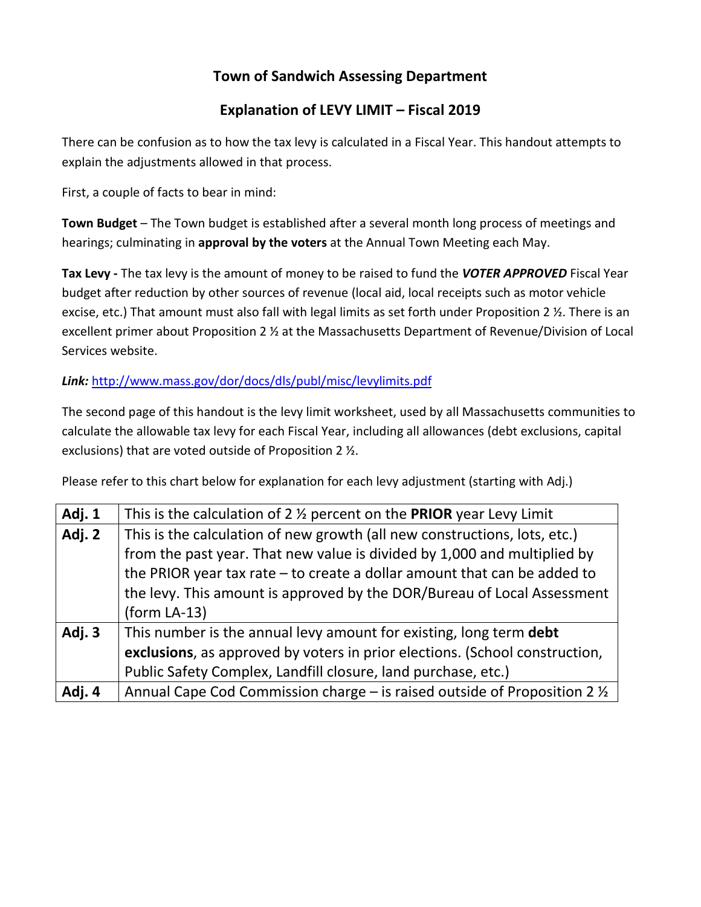# Town of Sandwich Assessing Department

## Explanation of LEVY LIMIT – Fiscal 2019

There can be confusion as to how the tax levy is calculated in a Fiscal Year. This handout attempts to explain the adjustments allowed in that process.

First, a couple of facts to bear in mind:

**Town Budget** – The Town budget is established after a several month long process of meetings and hearings; culminating in **approval by the voters** at the Annual Town Meeting each May.

**Tax Levy -** The tax levy is the amount of money to be raised to fund the ***VOTER APPROVED*** Fiscal Year budget after reduction by other sources of revenue (local aid, local receipts such as motor vehicle excise, etc.) That amount must also fall with legal limits as set forth under Proposition 2 ½. There is an excellent primer about Proposition 2 ½ at the Massachusetts Department of Revenue/Division of Local Services website.

***Link:*** http://www.mass.gov/dor/docs/dls/publ/misc/levylimits.pdf

The second page of this handout is the levy limit worksheet, used by all Massachusetts communities to calculate the allowable tax levy for each Fiscal Year, including all allowances (debt exclusions, capital exclusions) that are voted outside of Proposition 2 ½.

Please refer to this chart below for explanation for each levy adjustment (starting with Adj.)

| | |
|---|---|
| **Adj. 1** | This is the calculation of 2 ½ percent on the **PRIOR** year Levy Limit |
| **Adj. 2** | This is the calculation of new growth (all new constructions, lots, etc.) from the past year. That new value is divided by 1,000 and multiplied by the PRIOR year tax rate – to create a dollar amount that can be added to the levy. This amount is approved by the DOR/Bureau of Local Assessment (form LA-13) |
| **Adj. 3** | This number is the annual levy amount for existing, long term **debt exclusions**, as approved by voters in prior elections. (School construction, Public Safety Complex, Landfill closure, land purchase, etc.) |
| **Adj. 4** | Annual Cape Cod Commission charge – is raised outside of Proposition 2 ½ |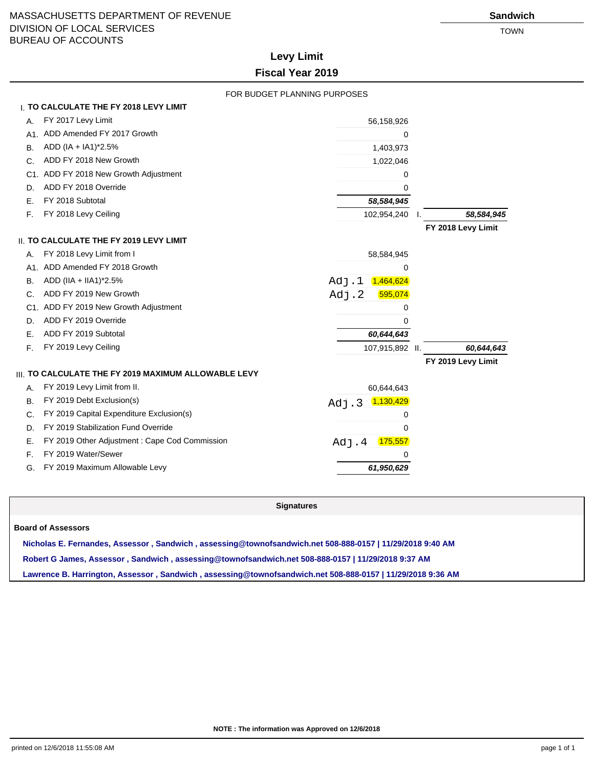MASSACHUSETTS DEPARTMENT OF REVENUE
DIVISION OF LOCAL SERVICES
BUREAU OF ACCOUNTS

**Sandwich**
TOWN

# Levy Limit
## Fiscal Year 2019

FOR BUDGET PLANNING PURPOSES

### I. TO CALCULATE THE FY 2018 LEVY LIMIT

| | | | | |
|---|---|---|---|---|
| A. | FY 2017 Levy Limit | 56,158,926 | | |
| A1. | ADD Amended FY 2017 Growth | 0 | | |
| B. | ADD (IA + IA1)*2.5% | 1,403,973 | | |
| C. | ADD FY 2018 New Growth | 1,022,046 | | |
| C1. | ADD FY 2018 New Growth Adjustment | 0 | | |
| D. | ADD FY 2018 Override | 0 | | |
| E. | FY 2018 Subtotal | ***58,584,945*** | | |
| F. | FY 2018 Levy Ceiling | 102,954,240 | I. | ***58,584,945*** |
| | | | | **FY 2018 Levy Limit** |

### II. TO CALCULATE THE FY 2019 LEVY LIMIT

| | | | | |
|---|---|---|---|---|
| A. | FY 2018 Levy Limit from I | 58,584,945 | | |
| A1. | ADD Amended FY 2018 Growth | 0 | | |
| B. | ADD (IIA + IIA1)*2.5% | Adj.1 1,464,624 | | |
| C. | ADD FY 2019 New Growth | Adj.2 595,074 | | |
| C1. | ADD FY 2019 New Growth Adjustment | 0 | | |
| D. | ADD FY 2019 Override | 0 | | |
| E. | ADD FY 2019 Subtotal | ***60,644,643*** | | |
| F. | FY 2019 Levy Ceiling | 107,915,892 | II. | ***60,644,643*** |
| | | | | **FY 2019 Levy Limit** |

### III. TO CALCULATE THE FY 2019 MAXIMUM ALLOWABLE LEVY

| | | |
|---|---|---|
| A. | FY 2019 Levy Limit from II. | 60,644,643 |
| B. | FY 2019 Debt Exclusion(s) | Adj.3 1,130,429 |
| C. | FY 2019 Capital Expenditure Exclusion(s) | 0 |
| D. | FY 2019 Stabilization Fund Override | 0 |
| E. | FY 2019 Other Adjustment : Cape Cod Commission | Adj.4 175,557 |
| F. | FY 2019 Water/Sewer | 0 |
| G. | FY 2019 Maximum Allowable Levy | ***61,950,629*** |

**Signatures**

**Board of Assessors**

**Nicholas E. Fernandes, Assessor , Sandwich , assessing@townofsandwich.net 508-888-0157 | 11/29/2018 9:40 AM**

**Robert G James, Assessor , Sandwich , assessing@townofsandwich.net 508-888-0157 | 11/29/2018 9:37 AM**

**Lawrence B. Harrington, Assessor , Sandwich , assessing@townofsandwich.net 508-888-0157 | 11/29/2018 9:36 AM**

**NOTE : The information was Approved on 12/6/2018**

printed on 12/6/2018 11:55:08 AM